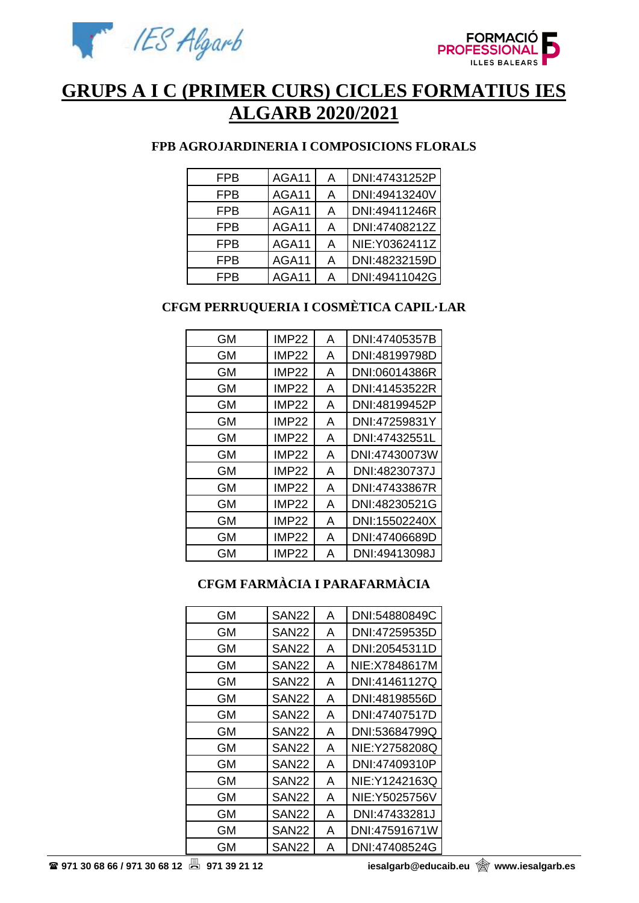# GRUPS A I C (PRIMER CURS) CICLES FORMATIUS IES ALGARB 2020/2021

### FPB AGROJARDINERIA I COMPOSICIONS FLORALS

| | | | |
|---|---|---|---|
| FPB | AGA11 | A | DNI:47431252P |
| FPB | AGA11 | A | DNI:49413240V |
| FPB | AGA11 | A | DNI:49411246R |
| FPB | AGA11 | A | DNI:47408212Z |
| FPB | AGA11 | A | NIE:Y0362411Z |
| FPB | AGA11 | A | DNI:48232159D |
| FPB | AGA11 | A | DNI:49411042G |

### CFGM PERRUQUERIA I COSMÈTICA CAPIL·LAR

| | | | |
|---|---|---|---|
| GM | IMP22 | A | DNI:47405357B |
| GM | IMP22 | A | DNI:48199798D |
| GM | IMP22 | A | DNI:06014386R |
| GM | IMP22 | A | DNI:41453522R |
| GM | IMP22 | A | DNI:48199452P |
| GM | IMP22 | A | DNI:47259831Y |
| GM | IMP22 | A | DNI:47432551L |
| GM | IMP22 | A | DNI:47430073W |
| GM | IMP22 | A | DNI:48230737J |
| GM | IMP22 | A | DNI:47433867R |
| GM | IMP22 | A | DNI:48230521G |
| GM | IMP22 | A | DNI:15502240X |
| GM | IMP22 | A | DNI:47406689D |
| GM | IMP22 | A | DNI:49413098J |

### CFGM FARMÀCIA I PARAFARMÀCIA

| | | | |
|---|---|---|---|
| GM | SAN22 | A | DNI:54880849C |
| GM | SAN22 | A | DNI:47259535D |
| GM | SAN22 | A | DNI:20545311D |
| GM | SAN22 | A | NIE:X7848617M |
| GM | SAN22 | A | DNI:41461127Q |
| GM | SAN22 | A | DNI:48198556D |
| GM | SAN22 | A | DNI:47407517D |
| GM | SAN22 | A | DNI:53684799Q |
| GM | SAN22 | A | NIE:Y2758208Q |
| GM | SAN22 | A | DNI:47409310P |
| GM | SAN22 | A | NIE:Y1242163Q |
| GM | SAN22 | A | NIE:Y5025756V |
| GM | SAN22 | A | DNI:47433281J |
| GM | SAN22 | A | DNI:47591671W |
| GM | SAN22 | A | DNI:47408524G |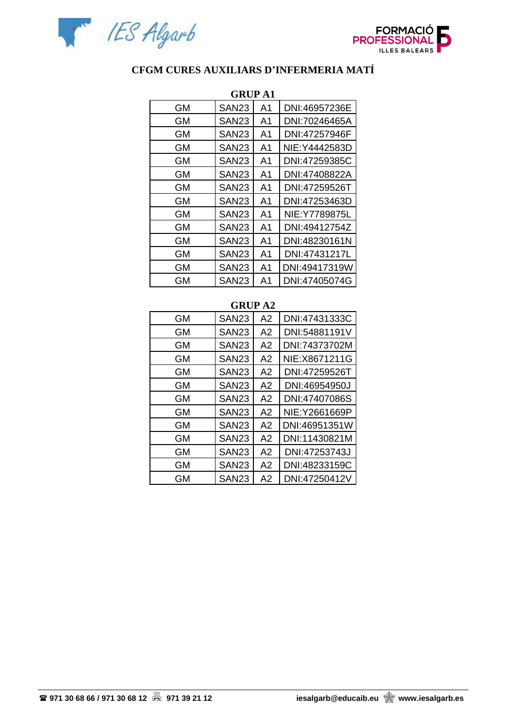# CFGM CURES AUXILIARS D'INFERMERIA MATÍ

## GRUP A1

| | | | |
|---|---|---|---|
| GM | SAN23 | A1 | DNI:46957236E |
| GM | SAN23 | A1 | DNI:70246465A |
| GM | SAN23 | A1 | DNI:47257946F |
| GM | SAN23 | A1 | NIE:Y4442583D |
| GM | SAN23 | A1 | DNI:47259385C |
| GM | SAN23 | A1 | DNI:47408822A |
| GM | SAN23 | A1 | DNI:47259526T |
| GM | SAN23 | A1 | DNI:47253463D |
| GM | SAN23 | A1 | NIE:Y7789875L |
| GM | SAN23 | A1 | DNI:49412754Z |
| GM | SAN23 | A1 | DNI:48230161N |
| GM | SAN23 | A1 | DNI:47431217L |
| GM | SAN23 | A1 | DNI:49417319W |
| GM | SAN23 | A1 | DNI:47405074G |

## GRUP A2

| | | | |
|---|---|---|---|
| GM | SAN23 | A2 | DNI:47431333C |
| GM | SAN23 | A2 | DNI:54881191V |
| GM | SAN23 | A2 | DNI:74373702M |
| GM | SAN23 | A2 | NIE:X8671211G |
| GM | SAN23 | A2 | DNI:47259526T |
| GM | SAN23 | A2 | DNI:46954950J |
| GM | SAN23 | A2 | DNI:47407086S |
| GM | SAN23 | A2 | NIE:Y2661669P |
| GM | SAN23 | A2 | DNI:46951351W |
| GM | SAN23 | A2 | DNI:11430821M |
| GM | SAN23 | A2 | DNI:47253743J |
| GM | SAN23 | A2 | DNI:48233159C |
| GM | SAN23 | A2 | DNI:47250412V |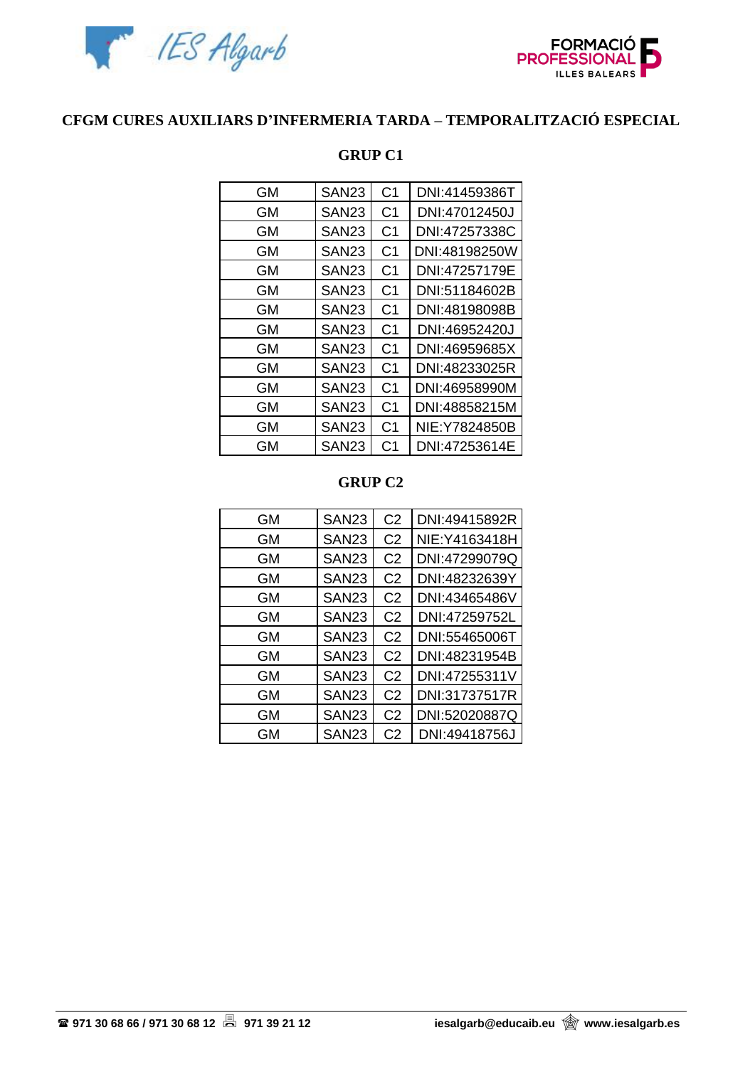# CFGM CURES AUXILIARS D'INFERMERIA TARDA – TEMPORALITZACIÓ ESPECIAL

## GRUP C1

| | | | |
|---|---|---|---|
| GM | SAN23 | C1 | DNI:41459386T |
| GM | SAN23 | C1 | DNI:47012450J |
| GM | SAN23 | C1 | DNI:47257338C |
| GM | SAN23 | C1 | DNI:48198250W |
| GM | SAN23 | C1 | DNI:47257179E |
| GM | SAN23 | C1 | DNI:51184602B |
| GM | SAN23 | C1 | DNI:48198098B |
| GM | SAN23 | C1 | DNI:46952420J |
| GM | SAN23 | C1 | DNI:46959685X |
| GM | SAN23 | C1 | DNI:48233025R |
| GM | SAN23 | C1 | DNI:46958990M |
| GM | SAN23 | C1 | DNI:48858215M |
| GM | SAN23 | C1 | NIE:Y7824850B |
| GM | SAN23 | C1 | DNI:47253614E |

## GRUP C2

| | | | |
|---|---|---|---|
| GM | SAN23 | C2 | DNI:49415892R |
| GM | SAN23 | C2 | NIE:Y4163418H |
| GM | SAN23 | C2 | DNI:47299079Q |
| GM | SAN23 | C2 | DNI:48232639Y |
| GM | SAN23 | C2 | DNI:43465486V |
| GM | SAN23 | C2 | DNI:47259752L |
| GM | SAN23 | C2 | DNI:55465006T |
| GM | SAN23 | C2 | DNI:48231954B |
| GM | SAN23 | C2 | DNI:47255311V |
| GM | SAN23 | C2 | DNI:31737517R |
| GM | SAN23 | C2 | DNI:52020887Q |
| GM | SAN23 | C2 | DNI:49418756J |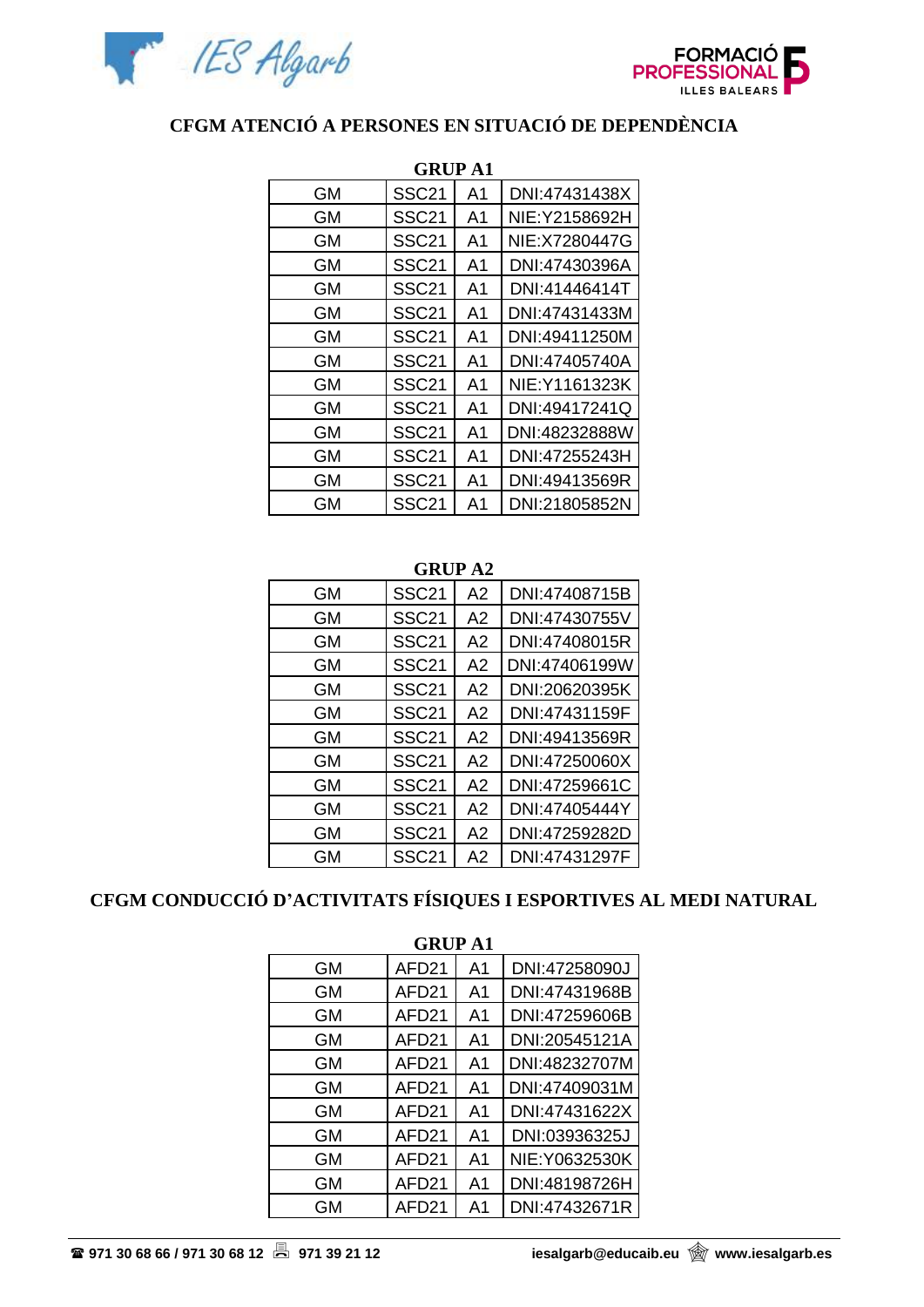## CFGM ATENCIÓ A PERSONES EN SITUACIÓ DE DEPENDÈNCIA

### GRUP A1

| | | | |
|---|---|---|---|
| GM | SSC21 | A1 | DNI:47431438X |
| GM | SSC21 | A1 | NIE:Y2158692H |
| GM | SSC21 | A1 | NIE:X7280447G |
| GM | SSC21 | A1 | DNI:47430396A |
| GM | SSC21 | A1 | DNI:41446414T |
| GM | SSC21 | A1 | DNI:47431433M |
| GM | SSC21 | A1 | DNI:49411250M |
| GM | SSC21 | A1 | DNI:47405740A |
| GM | SSC21 | A1 | NIE:Y1161323K |
| GM | SSC21 | A1 | DNI:49417241Q |
| GM | SSC21 | A1 | DNI:48232888W |
| GM | SSC21 | A1 | DNI:47255243H |
| GM | SSC21 | A1 | DNI:49413569R |
| GM | SSC21 | A1 | DNI:21805852N |

### GRUP A2

| | | | |
|---|---|---|---|
| GM | SSC21 | A2 | DNI:47408715B |
| GM | SSC21 | A2 | DNI:47430755V |
| GM | SSC21 | A2 | DNI:47408015R |
| GM | SSC21 | A2 | DNI:47406199W |
| GM | SSC21 | A2 | DNI:20620395K |
| GM | SSC21 | A2 | DNI:47431159F |
| GM | SSC21 | A2 | DNI:49413569R |
| GM | SSC21 | A2 | DNI:47250060X |
| GM | SSC21 | A2 | DNI:47259661C |
| GM | SSC21 | A2 | DNI:47405444Y |
| GM | SSC21 | A2 | DNI:47259282D |
| GM | SSC21 | A2 | DNI:47431297F |

## CFGM CONDUCCIÓ D'ACTIVITATS FÍSIQUES I ESPORTIVES AL MEDI NATURAL

### GRUP A1

| | | | |
|---|---|---|---|
| GM | AFD21 | A1 | DNI:47258090J |
| GM | AFD21 | A1 | DNI:47431968B |
| GM | AFD21 | A1 | DNI:47259606B |
| GM | AFD21 | A1 | DNI:20545121A |
| GM | AFD21 | A1 | DNI:48232707M |
| GM | AFD21 | A1 | DNI:47409031M |
| GM | AFD21 | A1 | DNI:47431622X |
| GM | AFD21 | A1 | DNI:03936325J |
| GM | AFD21 | A1 | NIE:Y0632530K |
| GM | AFD21 | A1 | DNI:48198726H |
| GM | AFD21 | A1 | DNI:47432671R |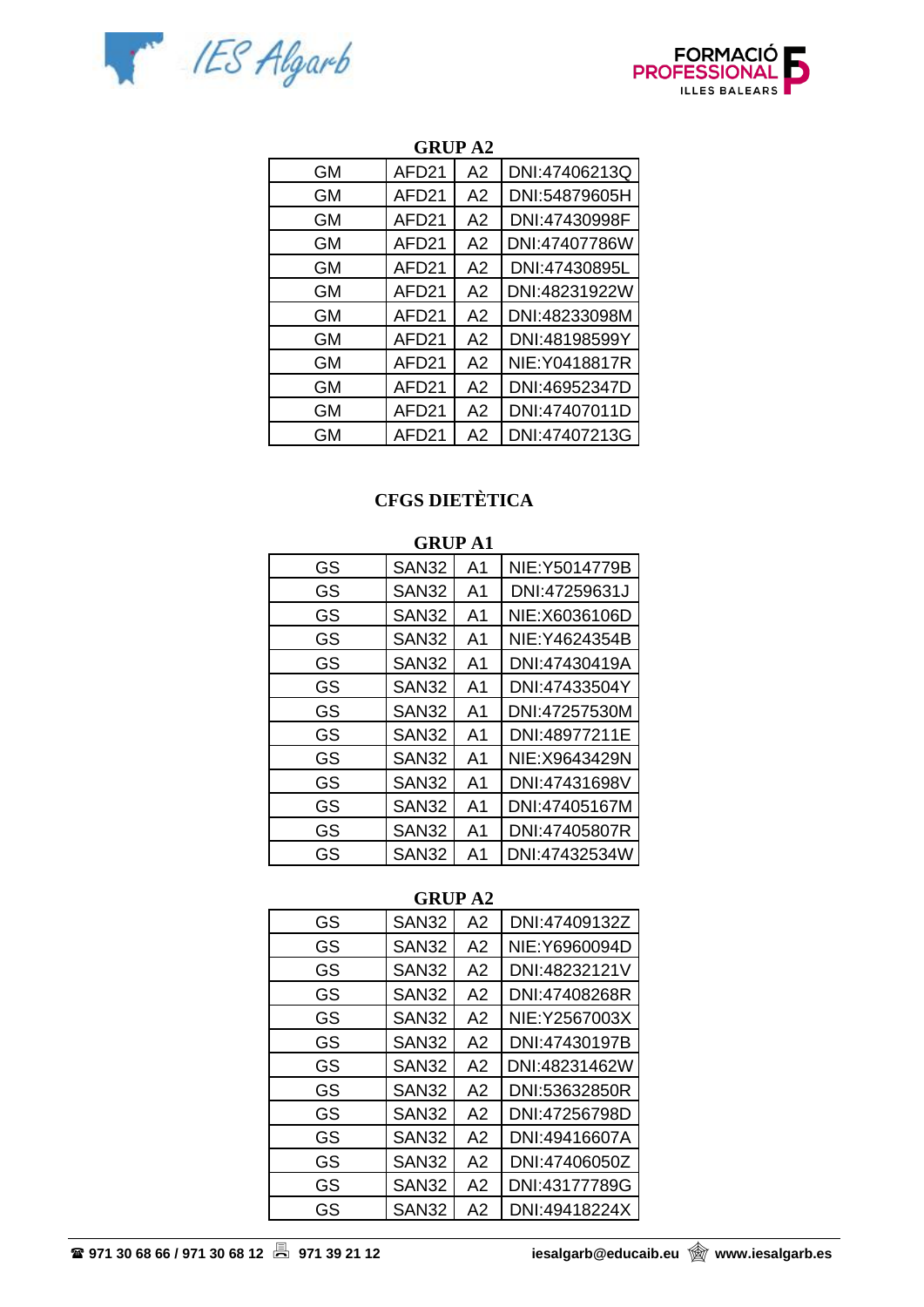**GRUP A2**

| | | | |
|---|---|---|---|
| GM | AFD21 | A2 | DNI:47406213Q |
| GM | AFD21 | A2 | DNI:54879605H |
| GM | AFD21 | A2 | DNI:47430998F |
| GM | AFD21 | A2 | DNI:47407786W |
| GM | AFD21 | A2 | DNI:47430895L |
| GM | AFD21 | A2 | DNI:48231922W |
| GM | AFD21 | A2 | DNI:48233098M |
| GM | AFD21 | A2 | DNI:48198599Y |
| GM | AFD21 | A2 | NIE:Y0418817R |
| GM | AFD21 | A2 | DNI:46952347D |
| GM | AFD21 | A2 | DNI:47407011D |
| GM | AFD21 | A2 | DNI:47407213G |

## CFGS DIETÈTICA

**GRUP A1**

| | | | |
|---|---|---|---|
| GS | SAN32 | A1 | NIE:Y5014779B |
| GS | SAN32 | A1 | DNI:47259631J |
| GS | SAN32 | A1 | NIE:X6036106D |
| GS | SAN32 | A1 | NIE:Y4624354B |
| GS | SAN32 | A1 | DNI:47430419A |
| GS | SAN32 | A1 | DNI:47433504Y |
| GS | SAN32 | A1 | DNI:47257530M |
| GS | SAN32 | A1 | DNI:48977211E |
| GS | SAN32 | A1 | NIE:X9643429N |
| GS | SAN32 | A1 | DNI:47431698V |
| GS | SAN32 | A1 | DNI:47405167M |
| GS | SAN32 | A1 | DNI:47405807R |
| GS | SAN32 | A1 | DNI:47432534W |

**GRUP A2**

| | | | |
|---|---|---|---|
| GS | SAN32 | A2 | DNI:47409132Z |
| GS | SAN32 | A2 | NIE:Y6960094D |
| GS | SAN32 | A2 | DNI:48232121V |
| GS | SAN32 | A2 | DNI:47408268R |
| GS | SAN32 | A2 | NIE:Y2567003X |
| GS | SAN32 | A2 | DNI:47430197B |
| GS | SAN32 | A2 | DNI:48231462W |
| GS | SAN32 | A2 | DNI:53632850R |
| GS | SAN32 | A2 | DNI:47256798D |
| GS | SAN32 | A2 | DNI:49416607A |
| GS | SAN32 | A2 | DNI:47406050Z |
| GS | SAN32 | A2 | DNI:43177789G |
| GS | SAN32 | A2 | DNI:49418224X |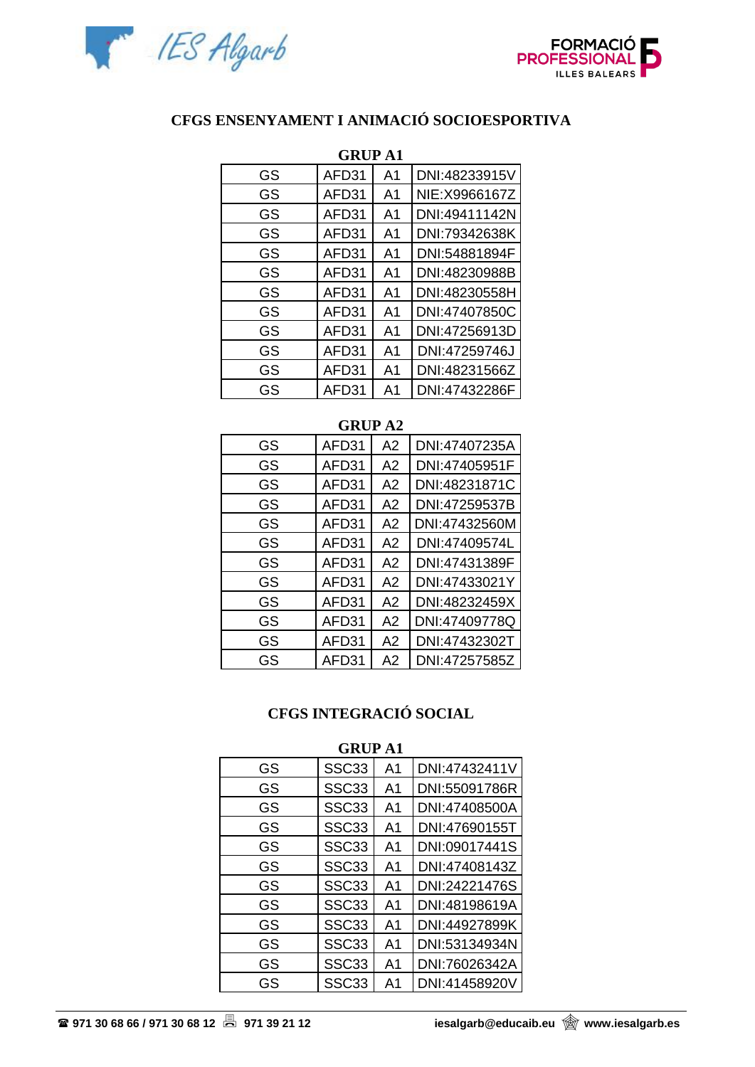## CFGS ENSENYAMENT I ANIMACIÓ SOCIOESPORTIVA

### GRUP A1

| | | | |
|---|---|---|---|
| GS | AFD31 | A1 | DNI:48233915V |
| GS | AFD31 | A1 | NIE:X9966167Z |
| GS | AFD31 | A1 | DNI:49411142N |
| GS | AFD31 | A1 | DNI:79342638K |
| GS | AFD31 | A1 | DNI:54881894F |
| GS | AFD31 | A1 | DNI:48230988B |
| GS | AFD31 | A1 | DNI:48230558H |
| GS | AFD31 | A1 | DNI:47407850C |
| GS | AFD31 | A1 | DNI:47256913D |
| GS | AFD31 | A1 | DNI:47259746J |
| GS | AFD31 | A1 | DNI:48231566Z |
| GS | AFD31 | A1 | DNI:47432286F |

### GRUP A2

| | | | |
|---|---|---|---|
| GS | AFD31 | A2 | DNI:47407235A |
| GS | AFD31 | A2 | DNI:47405951F |
| GS | AFD31 | A2 | DNI:48231871C |
| GS | AFD31 | A2 | DNI:47259537B |
| GS | AFD31 | A2 | DNI:47432560M |
| GS | AFD31 | A2 | DNI:47409574L |
| GS | AFD31 | A2 | DNI:47431389F |
| GS | AFD31 | A2 | DNI:47433021Y |
| GS | AFD31 | A2 | DNI:48232459X |
| GS | AFD31 | A2 | DNI:47409778Q |
| GS | AFD31 | A2 | DNI:47432302T |
| GS | AFD31 | A2 | DNI:47257585Z |

## CFGS INTEGRACIÓ SOCIAL

### GRUP A1

| | | | |
|---|---|---|---|
| GS | SSC33 | A1 | DNI:47432411V |
| GS | SSC33 | A1 | DNI:55091786R |
| GS | SSC33 | A1 | DNI:47408500A |
| GS | SSC33 | A1 | DNI:47690155T |
| GS | SSC33 | A1 | DNI:09017441S |
| GS | SSC33 | A1 | DNI:47408143Z |
| GS | SSC33 | A1 | DNI:24221476S |
| GS | SSC33 | A1 | DNI:48198619A |
| GS | SSC33 | A1 | DNI:44927899K |
| GS | SSC33 | A1 | DNI:53134934N |
| GS | SSC33 | A1 | DNI:76026342A |
| GS | SSC33 | A1 | DNI:41458920V |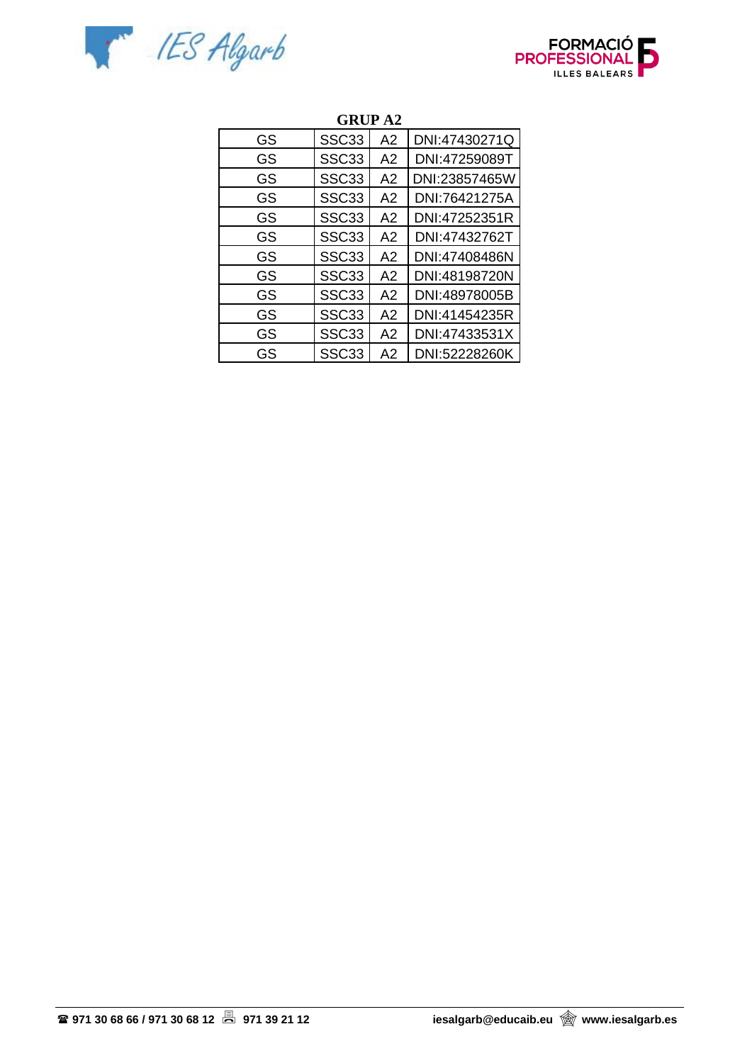**GRUP A2**

| | | | |
|---|---|---|---|
| GS | SSC33 | A2 | DNI:47430271Q |
| GS | SSC33 | A2 | DNI:47259089T |
| GS | SSC33 | A2 | DNI:23857465W |
| GS | SSC33 | A2 | DNI:76421275A |
| GS | SSC33 | A2 | DNI:47252351R |
| GS | SSC33 | A2 | DNI:47432762T |
| GS | SSC33 | A2 | DNI:47408486N |
| GS | SSC33 | A2 | DNI:48198720N |
| GS | SSC33 | A2 | DNI:48978005B |
| GS | SSC33 | A2 | DNI:41454235R |
| GS | SSC33 | A2 | DNI:47433531X |
| GS | SSC33 | A2 | DNI:52228260K |